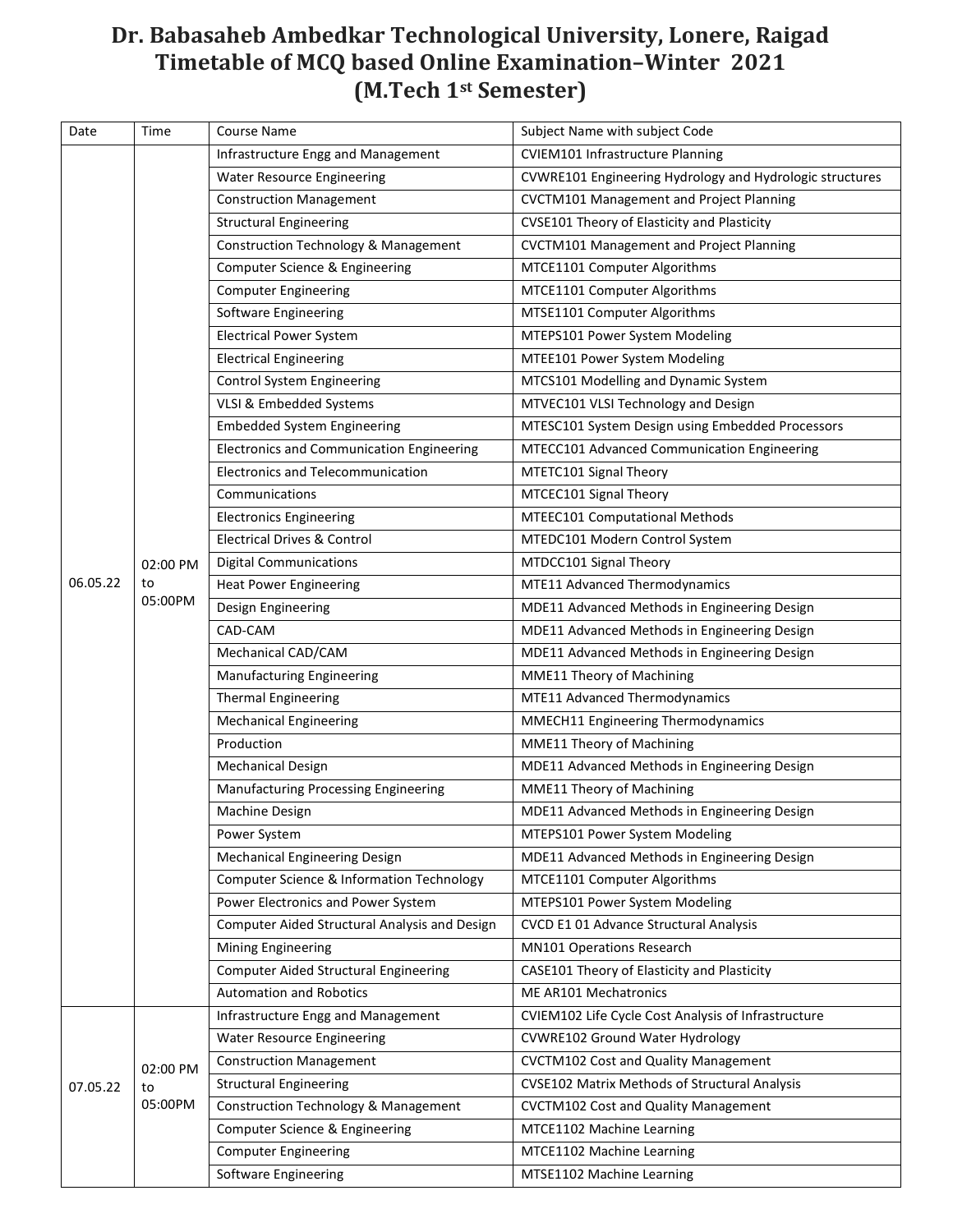# Dr. Babasaheb Ambedkar Technological University, Lonere, Raigad
## Timetable of MCQ based Online Examination–Winter 2021
## (M.Tech 1st Semester)

| Date | Time | Course Name | Subject Name with subject Code |
|---|---|---|---|
| 06.05.22 | 02:00 PM to 05:00PM | Infrastructure Engg and Management | CVIEM101 Infrastructure Planning |
| | | Water Resource Engineering | CVWRE101 Engineering Hydrology and Hydrologic structures |
| | | Construction Management | CVCTM101 Management and Project Planning |
| | | Structural Engineering | CVSE101 Theory of Elasticity and Plasticity |
| | | Construction Technology & Management | CVCTM101 Management and Project Planning |
| | | Computer Science & Engineering | MTCE1101 Computer Algorithms |
| | | Computer Engineering | MTCE1101 Computer Algorithms |
| | | Software Engineering | MTSE1101 Computer Algorithms |
| | | Electrical Power System | MTEPS101 Power System Modeling |
| | | Electrical Engineering | MTEE101 Power System Modeling |
| | | Control System Engineering | MTCS101 Modelling and Dynamic System |
| | | VLSI & Embedded Systems | MTVEC101 VLSI Technology and Design |
| | | Embedded System Engineering | MTESC101 System Design using Embedded Processors |
| | | Electronics and Communication Engineering | MTECC101 Advanced Communication Engineering |
| | | Electronics and Telecommunication | MTETC101 Signal Theory |
| | | Communications | MTCEC101 Signal Theory |
| | | Electronics Engineering | MTEEC101 Computational Methods |
| | | Electrical Drives & Control | MTEDC101 Modern Control System |
| | | Digital Communications | MTDCC101 Signal Theory |
| | | Heat Power Engineering | MTE11 Advanced Thermodynamics |
| | | Design Engineering | MDE11 Advanced Methods in Engineering Design |
| | | CAD-CAM | MDE11 Advanced Methods in Engineering Design |
| | | Mechanical CAD/CAM | MDE11 Advanced Methods in Engineering Design |
| | | Manufacturing Engineering | MME11 Theory of Machining |
| | | Thermal Engineering | MTE11 Advanced Thermodynamics |
| | | Mechanical Engineering | MMECH11 Engineering Thermodynamics |
| | | Production | MME11 Theory of Machining |
| | | Mechanical Design | MDE11 Advanced Methods in Engineering Design |
| | | Manufacturing Processing Engineering | MME11 Theory of Machining |
| | | Machine Design | MDE11 Advanced Methods in Engineering Design |
| | | Power System | MTEPS101 Power System Modeling |
| | | Mechanical Engineering Design | MDE11 Advanced Methods in Engineering Design |
| | | Computer Science & Information Technology | MTCE1101 Computer Algorithms |
| | | Power Electronics and Power System | MTEPS101 Power System Modeling |
| | | Computer Aided Structural Analysis and Design | CVCD E1 01 Advance Structural Analysis |
| | | Mining Engineering | MN101 Operations Research |
| | | Computer Aided Structural Engineering | CASE101 Theory of Elasticity and Plasticity |
| | | Automation and Robotics | ME AR101 Mechatronics |
| 07.05.22 | 02:00 PM to 05:00PM | Infrastructure Engg and Management | CVIEM102 Life Cycle Cost Analysis of Infrastructure |
| | | Water Resource Engineering | CVWRE102 Ground Water Hydrology |
| | | Construction Management | CVCTM102 Cost and Quality Management |
| | | Structural Engineering | CVSE102 Matrix Methods of Structural Analysis |
| | | Construction Technology & Management | CVCTM102 Cost and Quality Management |
| | | Computer Science & Engineering | MTCE1102 Machine Learning |
| | | Computer Engineering | MTCE1102 Machine Learning |
| | | Software Engineering | MTSE1102 Machine Learning |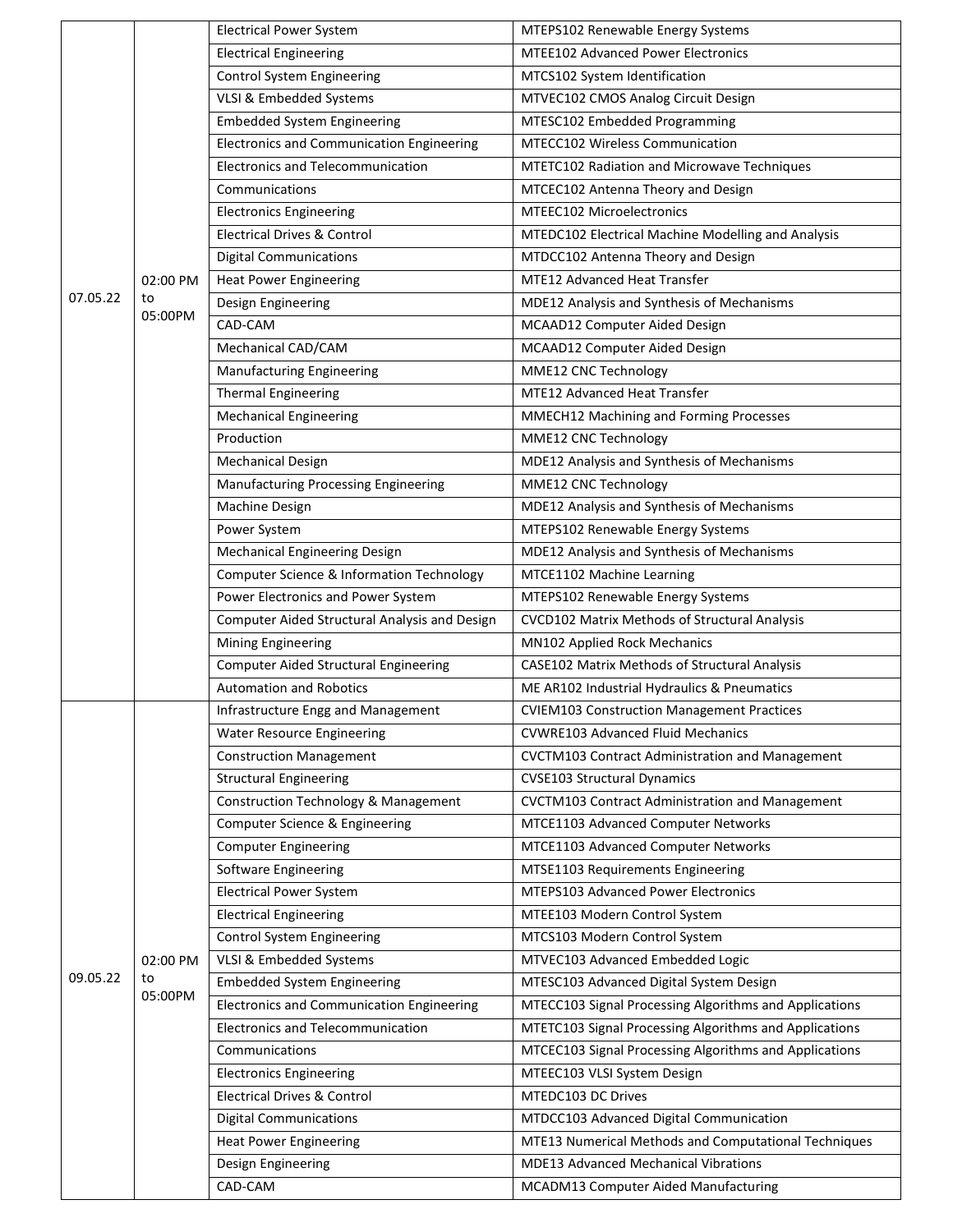| | | | |
|---|---|---|---|
| 07.05.22 | 02:00 PM to 05:00PM | Electrical Power System | MTEPS102 Renewable Energy Systems |
| | | Electrical Engineering | MTEE102 Advanced Power Electronics |
| | | Control System Engineering | MTCS102 System Identification |
| | | VLSI & Embedded Systems | MTVEC102 CMOS Analog Circuit Design |
| | | Embedded System Engineering | MTESC102 Embedded Programming |
| | | Electronics and Communication Engineering | MTECC102 Wireless Communication |
| | | Electronics and Telecommunication | MTETC102 Radiation and Microwave Techniques |
| | | Communications | MTCEC102 Antenna Theory and Design |
| | | Electronics Engineering | MTEEC102 Microelectronics |
| | | Electrical Drives & Control | MTEDC102 Electrical Machine Modelling and Analysis |
| | | Digital Communications | MTDCC102 Antenna Theory and Design |
| | | Heat Power Engineering | MTE12 Advanced Heat Transfer |
| | | Design Engineering | MDE12 Analysis and Synthesis of Mechanisms |
| | | CAD-CAM | MCAAD12 Computer Aided Design |
| | | Mechanical CAD/CAM | MCAAD12 Computer Aided Design |
| | | Manufacturing Engineering | MME12 CNC Technology |
| | | Thermal Engineering | MTE12 Advanced Heat Transfer |
| | | Mechanical Engineering | MMECH12 Machining and Forming Processes |
| | | Production | MME12 CNC Technology |
| | | Mechanical Design | MDE12 Analysis and Synthesis of Mechanisms |
| | | Manufacturing Processing Engineering | MME12 CNC Technology |
| | | Machine Design | MDE12 Analysis and Synthesis of Mechanisms |
| | | Power System | MTEPS102 Renewable Energy Systems |
| | | Mechanical Engineering Design | MDE12 Analysis and Synthesis of Mechanisms |
| | | Computer Science & Information Technology | MTCE1102 Machine Learning |
| | | Power Electronics and Power System | MTEPS102 Renewable Energy Systems |
| | | Computer Aided Structural Analysis and Design | CVCD102 Matrix Methods of Structural Analysis |
| | | Mining Engineering | MN102 Applied Rock Mechanics |
| | | Computer Aided Structural Engineering | CASE102 Matrix Methods of Structural Analysis |
| | | Automation and Robotics | ME AR102 Industrial Hydraulics & Pneumatics |
| 09.05.22 | 02:00 PM to 05:00PM | Infrastructure Engg and Management | CVIEM103 Construction Management Practices |
| | | Water Resource Engineering | CVWRE103 Advanced Fluid Mechanics |
| | | Construction Management | CVCTM103 Contract Administration and Management |
| | | Structural Engineering | CVSE103 Structural Dynamics |
| | | Construction Technology & Management | CVCTM103 Contract Administration and Management |
| | | Computer Science & Engineering | MTCE1103 Advanced Computer Networks |
| | | Computer Engineering | MTCE1103 Advanced Computer Networks |
| | | Software Engineering | MTSE1103 Requirements Engineering |
| | | Electrical Power System | MTEPS103 Advanced Power Electronics |
| | | Electrical Engineering | MTEE103 Modern Control System |
| | | Control System Engineering | MTCS103 Modern Control System |
| | | VLSI & Embedded Systems | MTVEC103 Advanced Embedded Logic |
| | | Embedded System Engineering | MTESC103 Advanced Digital System Design |
| | | Electronics and Communication Engineering | MTECC103 Signal Processing Algorithms and Applications |
| | | Electronics and Telecommunication | MTETC103 Signal Processing Algorithms and Applications |
| | | Communications | MTCEC103 Signal Processing Algorithms and Applications |
| | | Electronics Engineering | MTEEC103 VLSI System Design |
| | | Electrical Drives & Control | MTEDC103 DC Drives |
| | | Digital Communications | MTDCC103 Advanced Digital Communication |
| | | Heat Power Engineering | MTE13 Numerical Methods and Computational Techniques |
| | | Design Engineering | MDE13 Advanced Mechanical Vibrations |
| | | CAD-CAM | MCADM13 Computer Aided Manufacturing |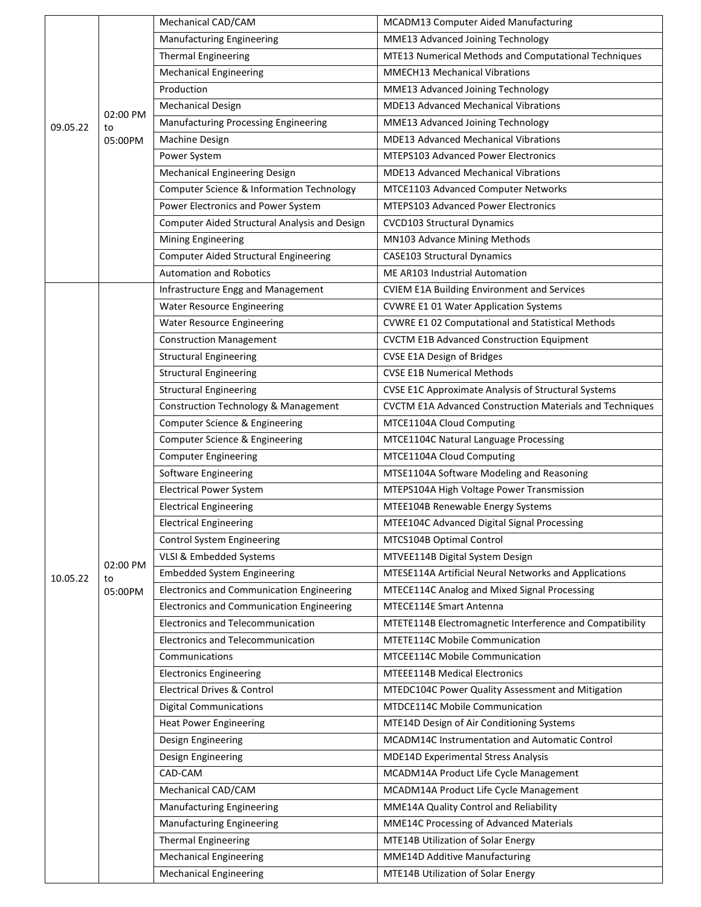| | | | |
|---|---|---|---|
| 09.05.22 | 02:00 PM to 05:00PM | Mechanical CAD/CAM | MCADM13 Computer Aided Manufacturing |
| | | Manufacturing Engineering | MME13 Advanced Joining Technology |
| | | Thermal Engineering | MTE13 Numerical Methods and Computational Techniques |
| | | Mechanical Engineering | MMECH13 Mechanical Vibrations |
| | | Production | MME13 Advanced Joining Technology |
| | | Mechanical Design | MDE13 Advanced Mechanical Vibrations |
| | | Manufacturing Processing Engineering | MME13 Advanced Joining Technology |
| | | Machine Design | MDE13 Advanced Mechanical Vibrations |
| | | Power System | MTEPS103 Advanced Power Electronics |
| | | Mechanical Engineering Design | MDE13 Advanced Mechanical Vibrations |
| | | Computer Science & Information Technology | MTCE1103 Advanced Computer Networks |
| | | Power Electronics and Power System | MTEPS103 Advanced Power Electronics |
| | | Computer Aided Structural Analysis and Design | CVCD103 Structural Dynamics |
| | | Mining Engineering | MN103 Advance Mining Methods |
| | | Computer Aided Structural Engineering | CASE103 Structural Dynamics |
| | | Automation and Robotics | ME AR103 Industrial Automation |
| 10.05.22 | 02:00 PM to 05:00PM | Infrastructure Engg and Management | CVIEM E1A Building Environment and Services |
| | | Water Resource Engineering | CVWRE E1 01 Water Application Systems |
| | | Water Resource Engineering | CVWRE E1 02 Computational and Statistical Methods |
| | | Construction Management | CVCTM E1B Advanced Construction Equipment |
| | | Structural Engineering | CVSE E1A Design of Bridges |
| | | Structural Engineering | CVSE E1B Numerical Methods |
| | | Structural Engineering | CVSE E1C Approximate Analysis of Structural Systems |
| | | Construction Technology & Management | CVCTM E1A Advanced Construction Materials and Techniques |
| | | Computer Science & Engineering | MTCE1104A Cloud Computing |
| | | Computer Science & Engineering | MTCE1104C Natural Language Processing |
| | | Computer Engineering | MTCE1104A Cloud Computing |
| | | Software Engineering | MTSE1104A Software Modeling and Reasoning |
| | | Electrical Power System | MTEPS104A High Voltage Power Transmission |
| | | Electrical Engineering | MTEE104B Renewable Energy Systems |
| | | Electrical Engineering | MTEE104C Advanced Digital Signal Processing |
| | | Control System Engineering | MTCS104B Optimal Control |
| | | VLSI & Embedded Systems | MTVEE114B Digital System Design |
| | | Embedded System Engineering | MTESE114A Artificial Neural Networks and Applications |
| | | Electronics and Communication Engineering | MTECE114C Analog and Mixed Signal Processing |
| | | Electronics and Communication Engineering | MTECE114E Smart Antenna |
| | | Electronics and Telecommunication | MTETE114B Electromagnetic Interference and Compatibility |
| | | Electronics and Telecommunication | MTETE114C Mobile Communication |
| | | Communications | MTCEE114C Mobile Communication |
| | | Electronics Engineering | MTEEE114B Medical Electronics |
| | | Electrical Drives & Control | MTEDC104C Power Quality Assessment and Mitigation |
| | | Digital Communications | MTDCE114C Mobile Communication |
| | | Heat Power Engineering | MTE14D Design of Air Conditioning Systems |
| | | Design Engineering | MCADM14C Instrumentation and Automatic Control |
| | | Design Engineering | MDE14D Experimental Stress Analysis |
| | | CAD-CAM | MCADM14A Product Life Cycle Management |
| | | Mechanical CAD/CAM | MCADM14A Product Life Cycle Management |
| | | Manufacturing Engineering | MME14A Quality Control and Reliability |
| | | Manufacturing Engineering | MME14C Processing of Advanced Materials |
| | | Thermal Engineering | MTE14B Utilization of Solar Energy |
| | | Mechanical Engineering | MME14D Additive Manufacturing |
| | | Mechanical Engineering | MTE14B Utilization of Solar Energy |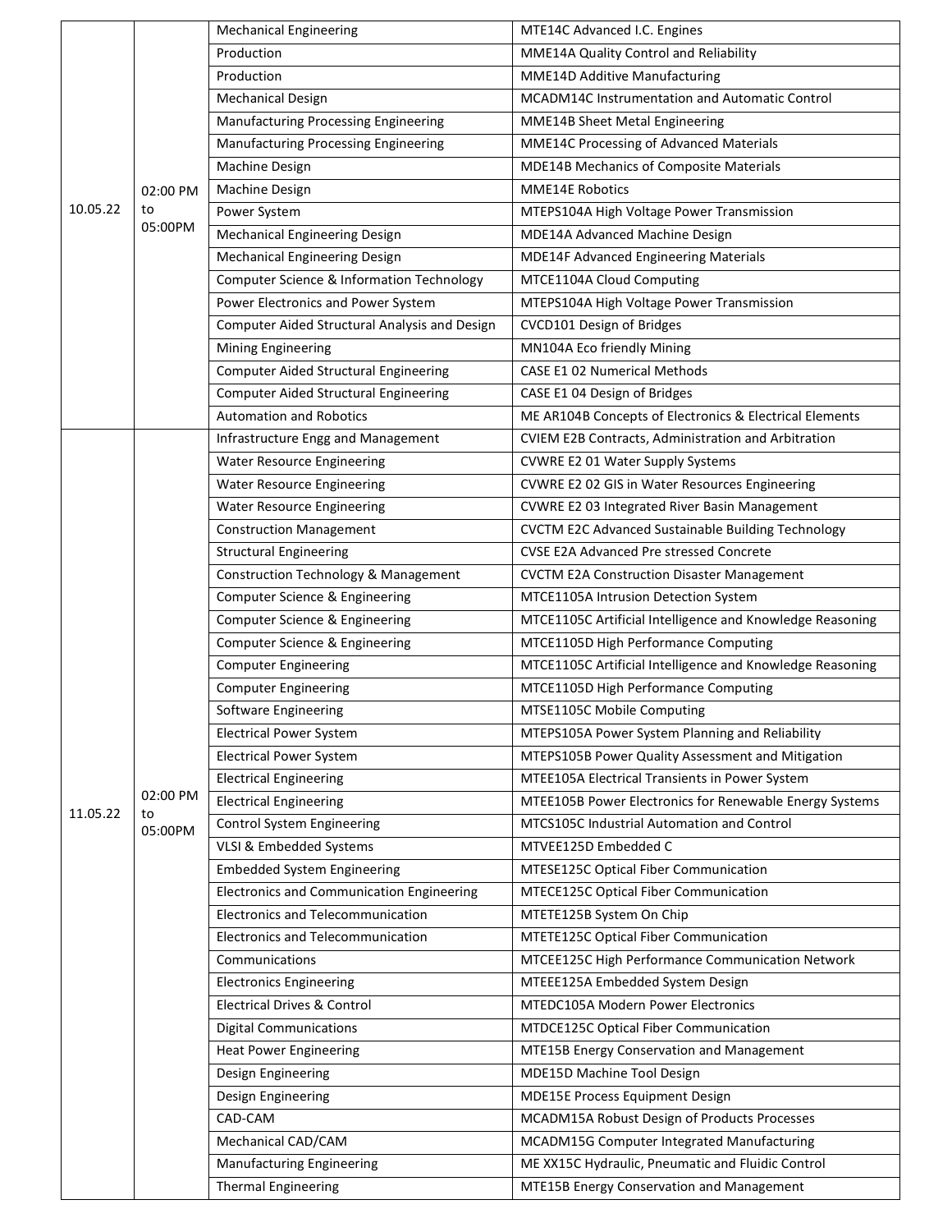| | | | |
|---|---|---|---|
| 10.05.22 | 02:00 PM to 05:00PM | Mechanical Engineering | MTE14C Advanced I.C. Engines |
| | | Production | MME14A Quality Control and Reliability |
| | | Production | MME14D Additive Manufacturing |
| | | Mechanical Design | MCADM14C Instrumentation and Automatic Control |
| | | Manufacturing Processing Engineering | MME14B Sheet Metal Engineering |
| | | Manufacturing Processing Engineering | MME14C Processing of Advanced Materials |
| | | Machine Design | MDE14B Mechanics of Composite Materials |
| | | Machine Design | MME14E Robotics |
| | | Power System | MTEPS104A High Voltage Power Transmission |
| | | Mechanical Engineering Design | MDE14A Advanced Machine Design |
| | | Mechanical Engineering Design | MDE14F Advanced Engineering Materials |
| | | Computer Science & Information Technology | MTCE1104A Cloud Computing |
| | | Power Electronics and Power System | MTEPS104A High Voltage Power Transmission |
| | | Computer Aided Structural Analysis and Design | CVCD101 Design of Bridges |
| | | Mining Engineering | MN104A Eco friendly Mining |
| | | Computer Aided Structural Engineering | CASE E1 02 Numerical Methods |
| | | Computer Aided Structural Engineering | CASE E1 04 Design of Bridges |
| | | Automation and Robotics | ME AR104B Concepts of Electronics & Electrical Elements |
| 11.05.22 | 02:00 PM to 05:00PM | Infrastructure Engg and Management | CVIEM E2B Contracts, Administration and Arbitration |
| | | Water Resource Engineering | CVWRE E2 01 Water Supply Systems |
| | | Water Resource Engineering | CVWRE E2 02 GIS in Water Resources Engineering |
| | | Water Resource Engineering | CVWRE E2 03 Integrated River Basin Management |
| | | Construction Management | CVCTM E2C Advanced Sustainable Building Technology |
| | | Structural Engineering | CVSE E2A Advanced Pre stressed Concrete |
| | | Construction Technology & Management | CVCTM E2A Construction Disaster Management |
| | | Computer Science & Engineering | MTCE1105A Intrusion Detection System |
| | | Computer Science & Engineering | MTCE1105C Artificial Intelligence and Knowledge Reasoning |
| | | Computer Science & Engineering | MTCE1105D High Performance Computing |
| | | Computer Engineering | MTCE1105C Artificial Intelligence and Knowledge Reasoning |
| | | Computer Engineering | MTCE1105D High Performance Computing |
| | | Software Engineering | MTSE1105C Mobile Computing |
| | | Electrical Power System | MTEPS105A Power System Planning and Reliability |
| | | Electrical Power System | MTEPS105B Power Quality Assessment and Mitigation |
| | | Electrical Engineering | MTEE105A Electrical Transients in Power System |
| | | Electrical Engineering | MTEE105B Power Electronics for Renewable Energy Systems |
| | | Control System Engineering | MTCS105C Industrial Automation and Control |
| | | VLSI & Embedded Systems | MTVEE125D Embedded C |
| | | Embedded System Engineering | MTESE125C Optical Fiber Communication |
| | | Electronics and Communication Engineering | MTECE125C Optical Fiber Communication |
| | | Electronics and Telecommunication | MTETE125B System On Chip |
| | | Electronics and Telecommunication | MTETE125C Optical Fiber Communication |
| | | Communications | MTCEE125C High Performance Communication Network |
| | | Electronics Engineering | MTEEE125A Embedded System Design |
| | | Electrical Drives & Control | MTEDC105A Modern Power Electronics |
| | | Digital Communications | MTDCE125C Optical Fiber Communication |
| | | Heat Power Engineering | MTE15B Energy Conservation and Management |
| | | Design Engineering | MDE15D Machine Tool Design |
| | | Design Engineering | MDE15E Process Equipment Design |
| | | CAD-CAM | MCADM15A Robust Design of Products Processes |
| | | Mechanical CAD/CAM | MCADM15G Computer Integrated Manufacturing |
| | | Manufacturing Engineering | ME XX15C Hydraulic, Pneumatic and Fluidic Control |
| | | Thermal Engineering | MTE15B Energy Conservation and Management |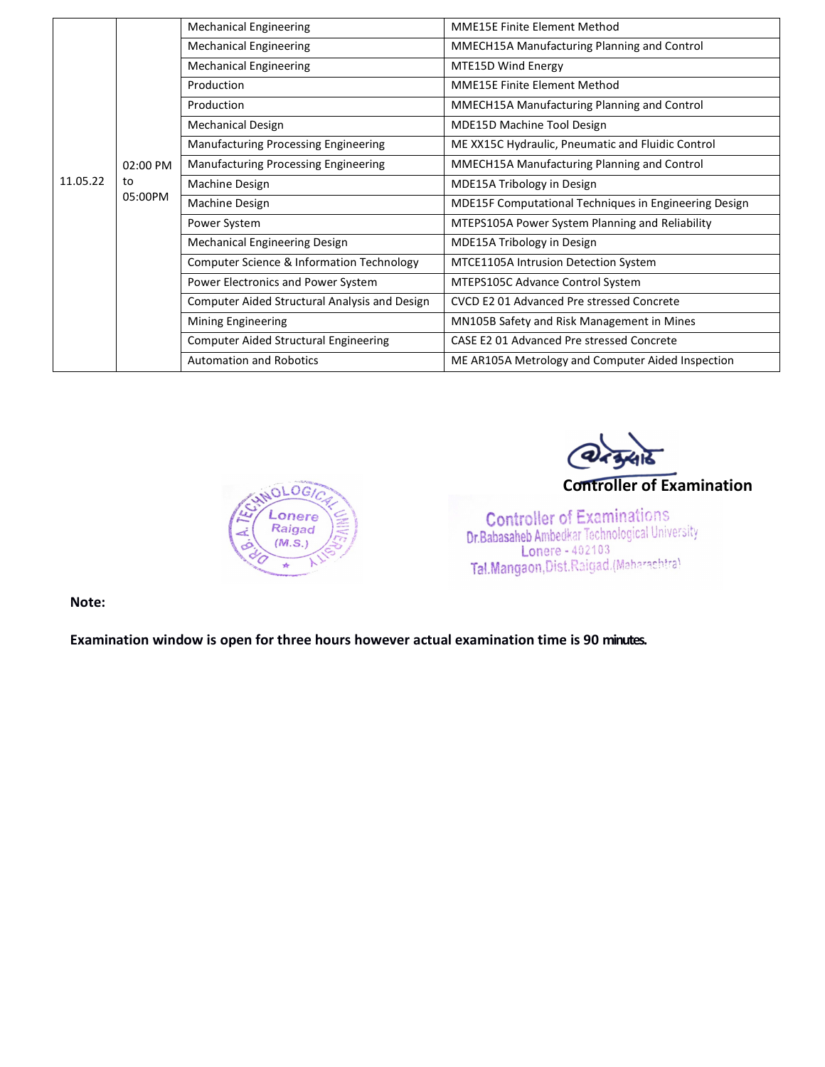| | | | |
|---|---|---|---|
| 11.05.22 | 02:00 PM to 05:00PM | Mechanical Engineering | MME15E Finite Element Method |
| | | Mechanical Engineering | MMECH15A Manufacturing Planning and Control |
| | | Mechanical Engineering | MTE15D Wind Energy |
| | | Production | MME15E Finite Element Method |
| | | Production | MMECH15A Manufacturing Planning and Control |
| | | Mechanical Design | MDE15D Machine Tool Design |
| | | Manufacturing Processing Engineering | ME XX15C Hydraulic, Pneumatic and Fluidic Control |
| | | Manufacturing Processing Engineering | MMECH15A Manufacturing Planning and Control |
| | | Machine Design | MDE15A Tribology in Design |
| | | Machine Design | MDE15F Computational Techniques in Engineering Design |
| | | Power System | MTEPS105A Power System Planning and Reliability |
| | | Mechanical Engineering Design | MDE15A Tribology in Design |
| | | Computer Science & Information Technology | MTCE1105A Intrusion Detection System |
| | | Power Electronics and Power System | MTEPS105C Advance Control System |
| | | Computer Aided Structural Analysis and Design | CVCD E2 01 Advanced Pre stressed Concrete |
| | | Mining Engineering | MN105B Safety and Risk Management in Mines |
| | | Computer Aided Structural Engineering | CASE E2 01 Advanced Pre stressed Concrete |
| | | Automation and Robotics | ME AR105A Metrology and Computer Aided Inspection |

**Controller of Examination**

Controller of Examinations
Dr.Babasaheb Ambedkar Technological University
Lonere - 402103
Tal.Mangaon,Dist.Raigad.(Maharashtra)

**Note:**

**Examination window is open for three hours however actual examination time is 90 minutes.**